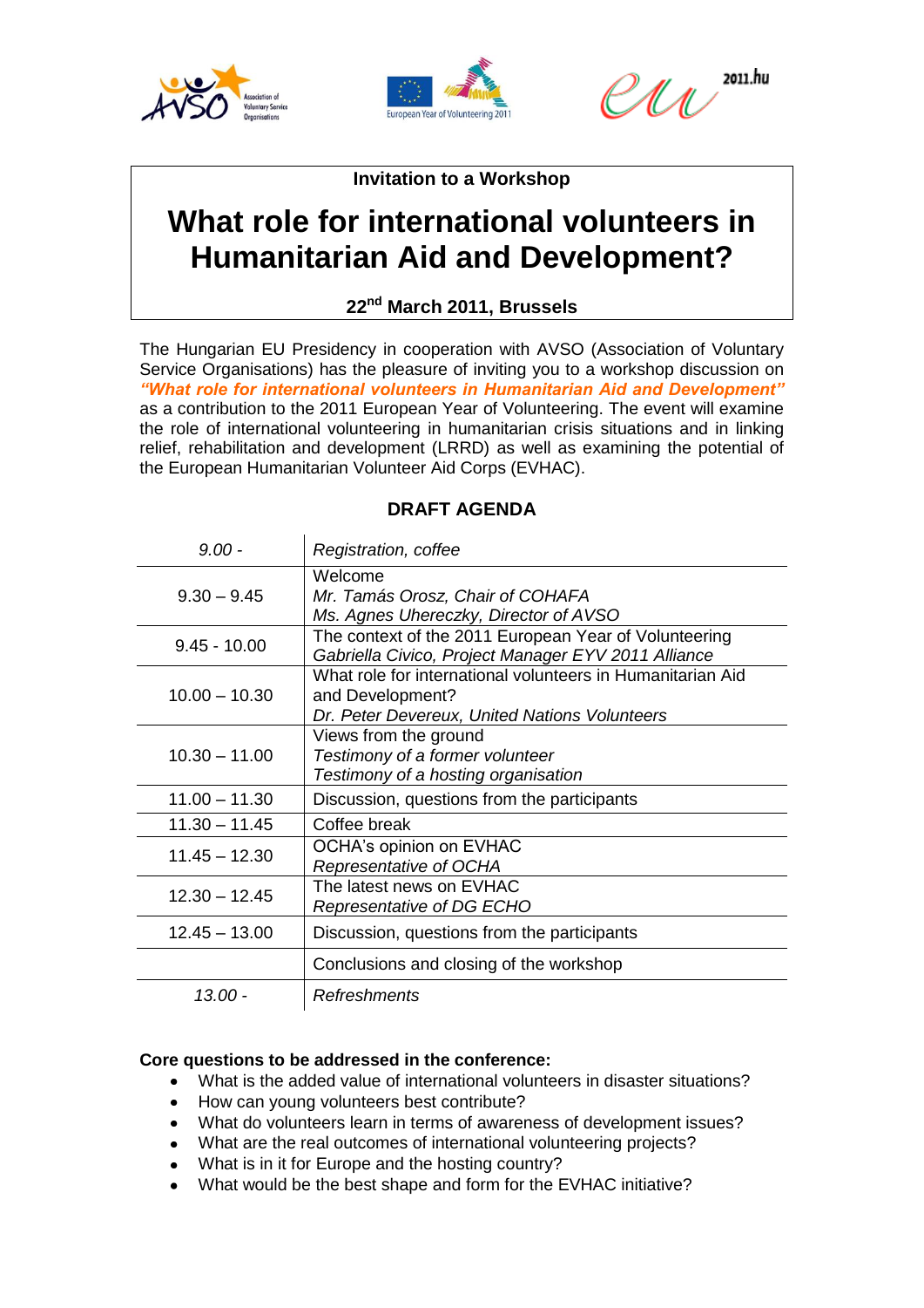**Invitation to a Workshop**

# What role for international volunteers in Humanitarian Aid and Development?

**22nd March 2011, Brussels**

The Hungarian EU Presidency in cooperation with AVSO (Association of Voluntary Service Organisations) has the pleasure of inviting you to a workshop discussion on ***"What role for international volunteers in Humanitarian Aid and Development"*** as a contribution to the 2011 European Year of Volunteering. The event will examine the role of international volunteering in humanitarian crisis situations and in linking relief, rehabilitation and development (LRRD) as well as examining the potential of the European Humanitarian Volunteer Aid Corps (EVHAC).

## DRAFT AGENDA

| Time | Item |
|---|---|
| *9.00 -* | *Registration, coffee* |
| 9.30 – 9.45 | Welcome<br>*Mr. Tamás Orosz, Chair of COHAFA*<br>*Ms. Agnes Uhereczky, Director of AVSO* |
| 9.45 - 10.00 | The context of the 2011 European Year of Volunteering<br>*Gabriella Civico, Project Manager EYV 2011 Alliance* |
| 10.00 – 10.30 | What role for international volunteers in Humanitarian Aid and Development?<br>*Dr. Peter Devereux, United Nations Volunteers* |
| 10.30 – 11.00 | Views from the ground<br>*Testimony of a former volunteer*<br>*Testimony of a hosting organisation* |
| 11.00 – 11.30 | Discussion, questions from the participants |
| 11.30 – 11.45 | Coffee break |
| 11.45 – 12.30 | OCHA's opinion on EVHAC<br>*Representative of OCHA* |
| 12.30 – 12.45 | The latest news on EVHAC<br>*Representative of DG ECHO* |
| 12.45 – 13.00 | Discussion, questions from the participants |
| | Conclusions and closing of the workshop |
| *13.00 -* | *Refreshments* |

**Core questions to be addressed in the conference:**

- What is the added value of international volunteers in disaster situations?
- How can young volunteers best contribute?
- What do volunteers learn in terms of awareness of development issues?
- What are the real outcomes of international volunteering projects?
- What is in it for Europe and the hosting country?
- What would be the best shape and form for the EVHAC initiative?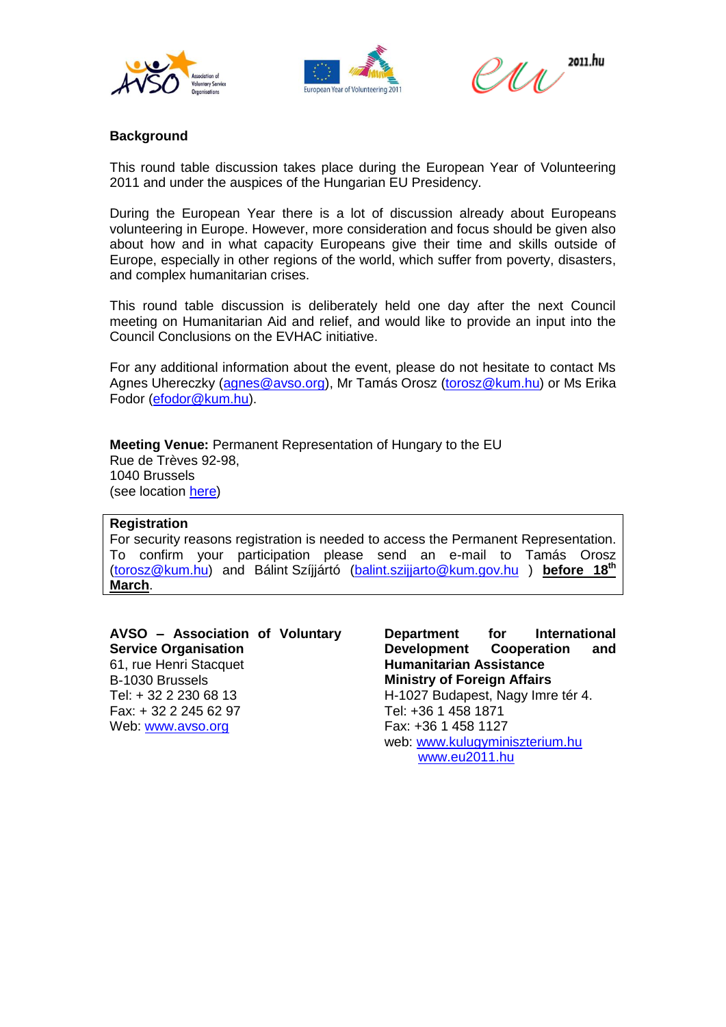**Background**

This round table discussion takes place during the European Year of Volunteering 2011 and under the auspices of the Hungarian EU Presidency.

During the European Year there is a lot of discussion already about Europeans volunteering in Europe. However, more consideration and focus should be given also about how and in what capacity Europeans give their time and skills outside of Europe, especially in other regions of the world, which suffer from poverty, disasters, and complex humanitarian crises.

This round table discussion is deliberately held one day after the next Council meeting on Humanitarian Aid and relief, and would like to provide an input into the Council Conclusions on the EVHAC initiative.

For any additional information about the event, please do not hesitate to contact Ms Agnes Uhereczky (agnes@avso.org), Mr Tamás Orosz (torosz@kum.hu) or Ms Erika Fodor (efodor@kum.hu).

**Meeting Venue:** Permanent Representation of Hungary to the EU
Rue de Trèves 92-98,
1040 Brussels
(see location here)

**Registration**
For security reasons registration is needed to access the Permanent Representation. To confirm your participation please send an e-mail to Tamás Orosz (torosz@kum.hu) and Bálint Szíjjártó (balint.szijjarto@kum.gov.hu ) **before 18th March**.

**AVSO – Association of Voluntary Service Organisation**
61, rue Henri Stacquet
B-1030 Brussels
Tel: + 32 2 230 68 13
Fax: + 32 2 245 62 97
Web: www.avso.org

**Department for International Development Cooperation and Humanitarian Assistance**
**Ministry of Foreign Affairs**
H-1027 Budapest, Nagy Imre tér 4.
Tel: +36 1 458 1871
Fax: +36 1 458 1127
web: www.kulugyminiszterium.hu
www.eu2011.hu